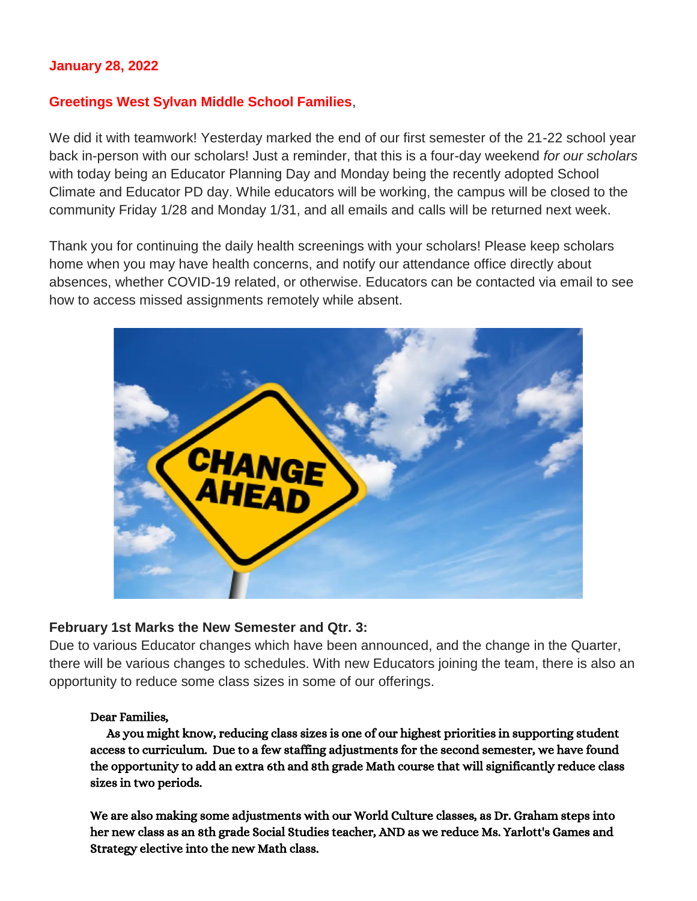**January 28, 2022**

**Greetings West Sylvan Middle School Families**,

We did it with teamwork! Yesterday marked the end of our first semester of the 21-22 school year back in-person with our scholars! Just a reminder, that this is a four-day weekend *for our scholars* with today being an Educator Planning Day and Monday being the recently adopted School Climate and Educator PD day. While educators will be working, the campus will be closed to the community Friday 1/28 and Monday 1/31, and all emails and calls will be returned next week.

Thank you for continuing the daily health screenings with your scholars! Please keep scholars home when you may have health concerns, and notify our attendance office directly about absences, whether COVID-19 related, or otherwise. Educators can be contacted via email to see how to access missed assignments remotely while absent.

**February 1st Marks the New Semester and Qtr. 3:**

Due to various Educator changes which have been announced, and the change in the Quarter, there will be various changes to schedules. With new Educators joining the team, there is also an opportunity to reduce some class sizes in some of our offerings.

> **Dear Families,**
>
> **As you might know, reducing class sizes is one of our highest priorities in supporting student access to curriculum. Due to a few staffing adjustments for the second semester, we have found the opportunity to add an extra 6th and 8th grade Math course that will significantly reduce class sizes in two periods.**
>
> **We are also making some adjustments with our World Culture classes, as Dr. Graham steps into her new class as an 8th grade Social Studies teacher, AND as we reduce Ms. Yarlott's Games and Strategy elective into the new Math class.**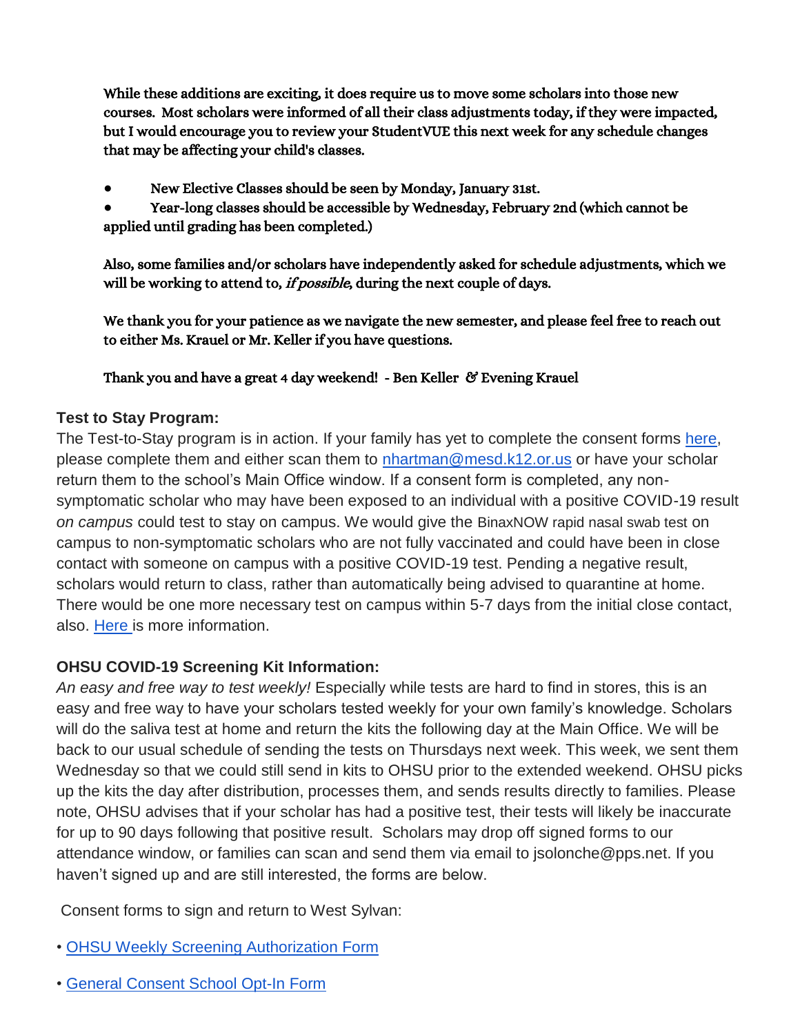While these additions are exciting, it does require us to move some scholars into those new courses. Most scholars were informed of all their class adjustments today, if they were impacted, but I would encourage you to review your StudentVUE this next week for any schedule changes that may be affecting your child's classes.

- New Elective Classes should be seen by Monday, January 31st.
- Year-long classes should be accessible by Wednesday, February 2nd (which cannot be applied until grading has been completed.)

Also, some families and/or scholars have independently asked for schedule adjustments, which we will be working to attend to, *if possible*, during the next couple of days.

We thank you for your patience as we navigate the new semester, and please feel free to reach out to either Ms. Krauel or Mr. Keller if you have questions.

Thank you and have a great 4 day weekend! - Ben Keller & Evening Krauel

**Test to Stay Program:**

The Test-to-Stay program is in action. If your family has yet to complete the consent forms here, please complete them and either scan them to nhartman@mesd.k12.or.us or have your scholar return them to the school's Main Office window. If a consent form is completed, any non-symptomatic scholar who may have been exposed to an individual with a positive COVID-19 result *on campus* could test to stay on campus. We would give the BinaxNOW rapid nasal swab test on campus to non-symptomatic scholars who are not fully vaccinated and could have been in close contact with someone on campus with a positive COVID-19 test. Pending a negative result, scholars would return to class, rather than automatically being advised to quarantine at home. There would be one more necessary test on campus within 5-7 days from the initial close contact, also. Here is more information.

**OHSU COVID-19 Screening Kit Information:**

*An easy and free way to test weekly!* Especially while tests are hard to find in stores, this is an easy and free way to have your scholars tested weekly for your own family's knowledge. Scholars will do the saliva test at home and return the kits the following day at the Main Office. We will be back to our usual schedule of sending the tests on Thursdays next week. This week, we sent them Wednesday so that we could still send in kits to OHSU prior to the extended weekend. OHSU picks up the kits the day after distribution, processes them, and sends results directly to families. Please note, OHSU advises that if your scholar has had a positive test, their tests will likely be inaccurate for up to 90 days following that positive result. Scholars may drop off signed forms to our attendance window, or families can scan and send them via email to jsolonche@pps.net. If you haven't signed up and are still interested, the forms are below.

Consent forms to sign and return to West Sylvan:

- OHSU Weekly Screening Authorization Form
- General Consent School Opt-In Form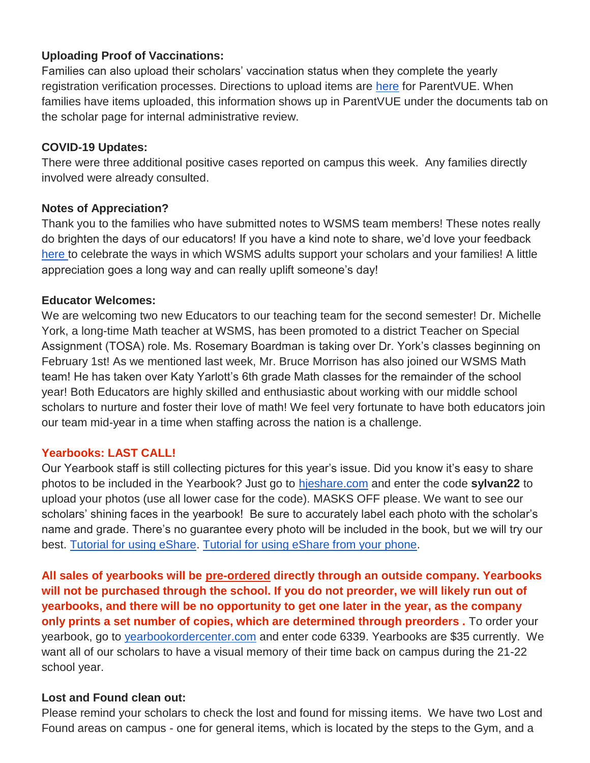**Uploading Proof of Vaccinations:**
Families can also upload their scholars' vaccination status when they complete the yearly registration verification processes. Directions to upload items are here for ParentVUE. When families have items uploaded, this information shows up in ParentVUE under the documents tab on the scholar page for internal administrative review.

**COVID-19 Updates:**
There were three additional positive cases reported on campus this week. Any families directly involved were already consulted.

**Notes of Appreciation?**
Thank you to the families who have submitted notes to WSMS team members! These notes really do brighten the days of our educators! If you have a kind note to share, we'd love your feedback here to celebrate the ways in which WSMS adults support your scholars and your families! A little appreciation goes a long way and can really uplift someone's day!

**Educator Welcomes:**
We are welcoming two new Educators to our teaching team for the second semester! Dr. Michelle York, a long-time Math teacher at WSMS, has been promoted to a district Teacher on Special Assignment (TOSA) role. Ms. Rosemary Boardman is taking over Dr. York's classes beginning on February 1st! As we mentioned last week, Mr. Bruce Morrison has also joined our WSMS Math team! He has taken over Katy Yarlott's 6th grade Math classes for the remainder of the school year! Both Educators are highly skilled and enthusiastic about working with our middle school scholars to nurture and foster their love of math! We feel very fortunate to have both educators join our team mid-year in a time when staffing across the nation is a challenge.

**Yearbooks: LAST CALL!**
Our Yearbook staff is still collecting pictures for this year's issue. Did you know it's easy to share photos to be included in the Yearbook? Just go to hjeshare.com and enter the code **sylvan22** to upload your photos (use all lower case for the code). MASKS OFF please. We want to see our scholars' shining faces in the yearbook! Be sure to accurately label each photo with the scholar's name and grade. There's no guarantee every photo will be included in the book, but we will try our best. Tutorial for using eShare. Tutorial for using eShare from your phone.

**All sales of yearbooks will be pre-ordered directly through an outside company. Yearbooks will not be purchased through the school. If you do not preorder, we will likely run out of yearbooks, and there will be no opportunity to get one later in the year, as the company only prints a set number of copies, which are determined through preorders .** To order your yearbook, go to yearbookordercenter.com and enter code 6339. Yearbooks are $35 currently. We want all of our scholars to have a visual memory of their time back on campus during the 21-22 school year.

**Lost and Found clean out:**
Please remind your scholars to check the lost and found for missing items. We have two Lost and Found areas on campus - one for general items, which is located by the steps to the Gym, and a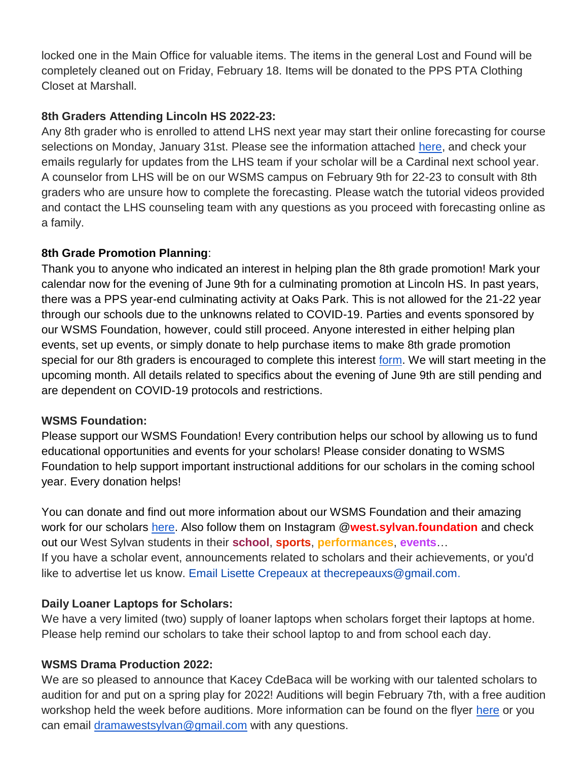locked one in the Main Office for valuable items. The items in the general Lost and Found will be completely cleaned out on Friday, February 18. Items will be donated to the PPS PTA Clothing Closet at Marshall.

**8th Graders Attending Lincoln HS 2022-23:**

Any 8th grader who is enrolled to attend LHS next year may start their online forecasting for course selections on Monday, January 31st. Please see the information attached here, and check your emails regularly for updates from the LHS team if your scholar will be a Cardinal next school year. A counselor from LHS will be on our WSMS campus on February 9th for 22-23 to consult with 8th graders who are unsure how to complete the forecasting. Please watch the tutorial videos provided and contact the LHS counseling team with any questions as you proceed with forecasting online as a family.

**8th Grade Promotion Planning**:

Thank you to anyone who indicated an interest in helping plan the 8th grade promotion! Mark your calendar now for the evening of June 9th for a culminating promotion at Lincoln HS. In past years, there was a PPS year-end culminating activity at Oaks Park. This is not allowed for the 21-22 year through our schools due to the unknowns related to COVID-19. Parties and events sponsored by our WSMS Foundation, however, could still proceed. Anyone interested in either helping plan events, set up events, or simply donate to help purchase items to make 8th grade promotion special for our 8th graders is encouraged to complete this interest form. We will start meeting in the upcoming month. All details related to specifics about the evening of June 9th are still pending and are dependent on COVID-19 protocols and restrictions.

**WSMS Foundation:**

Please support our WSMS Foundation! Every contribution helps our school by allowing us to fund educational opportunities and events for your scholars! Please consider donating to WSMS Foundation to help support important instructional additions for our scholars in the coming school year. Every donation helps!

You can donate and find out more information about our WSMS Foundation and their amazing work for our scholars here. Also follow them on Instagram @**west.sylvan.foundation** and check out our West Sylvan students in their **school**, **sports**, **performances**, **events**…
If you have a scholar event, announcements related to scholars and their achievements, or you'd like to advertise let us know. Email Lisette Crepeaux at thecrepeauxs@gmail.com.

**Daily Loaner Laptops for Scholars:**

We have a very limited (two) supply of loaner laptops when scholars forget their laptops at home. Please help remind our scholars to take their school laptop to and from school each day.

**WSMS Drama Production 2022:**

We are so pleased to announce that Kacey CdeBaca will be working with our talented scholars to audition for and put on a spring play for 2022! Auditions will begin February 7th, with a free audition workshop held the week before auditions. More information can be found on the flyer here or you can email dramawestsylvan@gmail.com with any questions.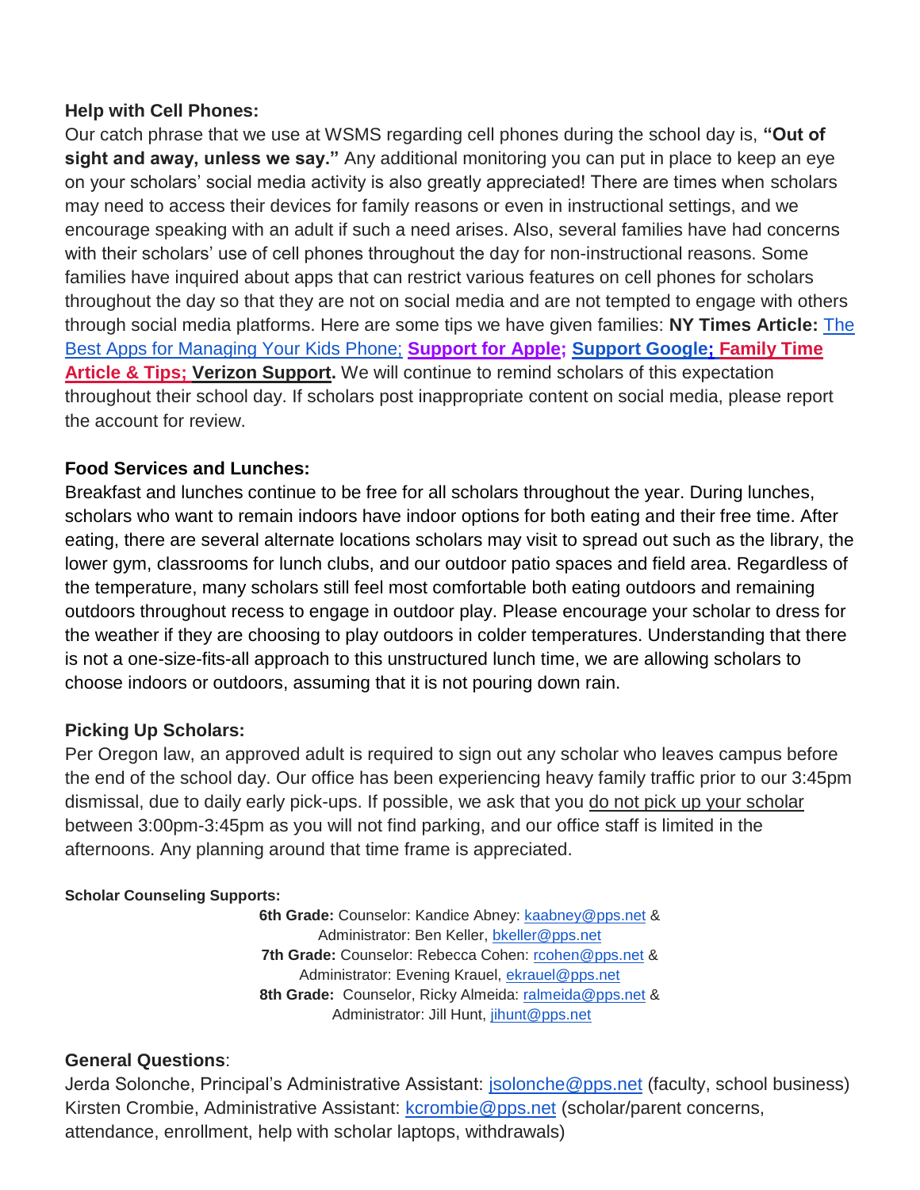**Help with Cell Phones:**

Our catch phrase that we use at WSMS regarding cell phones during the school day is, **"Out of sight and away, unless we say."** Any additional monitoring you can put in place to keep an eye on your scholars' social media activity is also greatly appreciated! There are times when scholars may need to access their devices for family reasons or even in instructional settings, and we encourage speaking with an adult if such a need arises. Also, several families have had concerns with their scholars' use of cell phones throughout the day for non-instructional reasons. Some families have inquired about apps that can restrict various features on cell phones for scholars throughout the day so that they are not on social media and are not tempted to engage with others through social media platforms. Here are some tips we have given families: **NY Times Article:** The Best Apps for Managing Your Kids Phone; **Support for Apple; Support Google; Family Time Article & Tips; Verizon Support.** We will continue to remind scholars of this expectation throughout their school day. If scholars post inappropriate content on social media, please report the account for review.

**Food Services and Lunches:**

Breakfast and lunches continue to be free for all scholars throughout the year. During lunches, scholars who want to remain indoors have indoor options for both eating and their free time. After eating, there are several alternate locations scholars may visit to spread out such as the library, the lower gym, classrooms for lunch clubs, and our outdoor patio spaces and field area. Regardless of the temperature, many scholars still feel most comfortable both eating outdoors and remaining outdoors throughout recess to engage in outdoor play. Please encourage your scholar to dress for the weather if they are choosing to play outdoors in colder temperatures. Understanding that there is not a one-size-fits-all approach to this unstructured lunch time, we are allowing scholars to choose indoors or outdoors, assuming that it is not pouring down rain.

**Picking Up Scholars:**

Per Oregon law, an approved adult is required to sign out any scholar who leaves campus before the end of the school day. Our office has been experiencing heavy family traffic prior to our 3:45pm dismissal, due to daily early pick-ups. If possible, we ask that you do not pick up your scholar between 3:00pm-3:45pm as you will not find parking, and our office staff is limited in the afternoons. Any planning around that time frame is appreciated.

**Scholar Counseling Supports:**

**6th Grade:** Counselor: Kandice Abney: kaabney@pps.net & Administrator: Ben Keller, bkeller@pps.net
**7th Grade:** Counselor: Rebecca Cohen: rcohen@pps.net & Administrator: Evening Krauel, ekrauel@pps.net
**8th Grade:** Counselor, Ricky Almeida: ralmeida@pps.net & Administrator: Jill Hunt, jihunt@pps.net

**General Questions**:

Jerda Solonche, Principal's Administrative Assistant: jsolonche@pps.net (faculty, school business)
Kirsten Crombie, Administrative Assistant: kcrombie@pps.net (scholar/parent concerns, attendance, enrollment, help with scholar laptops, withdrawals)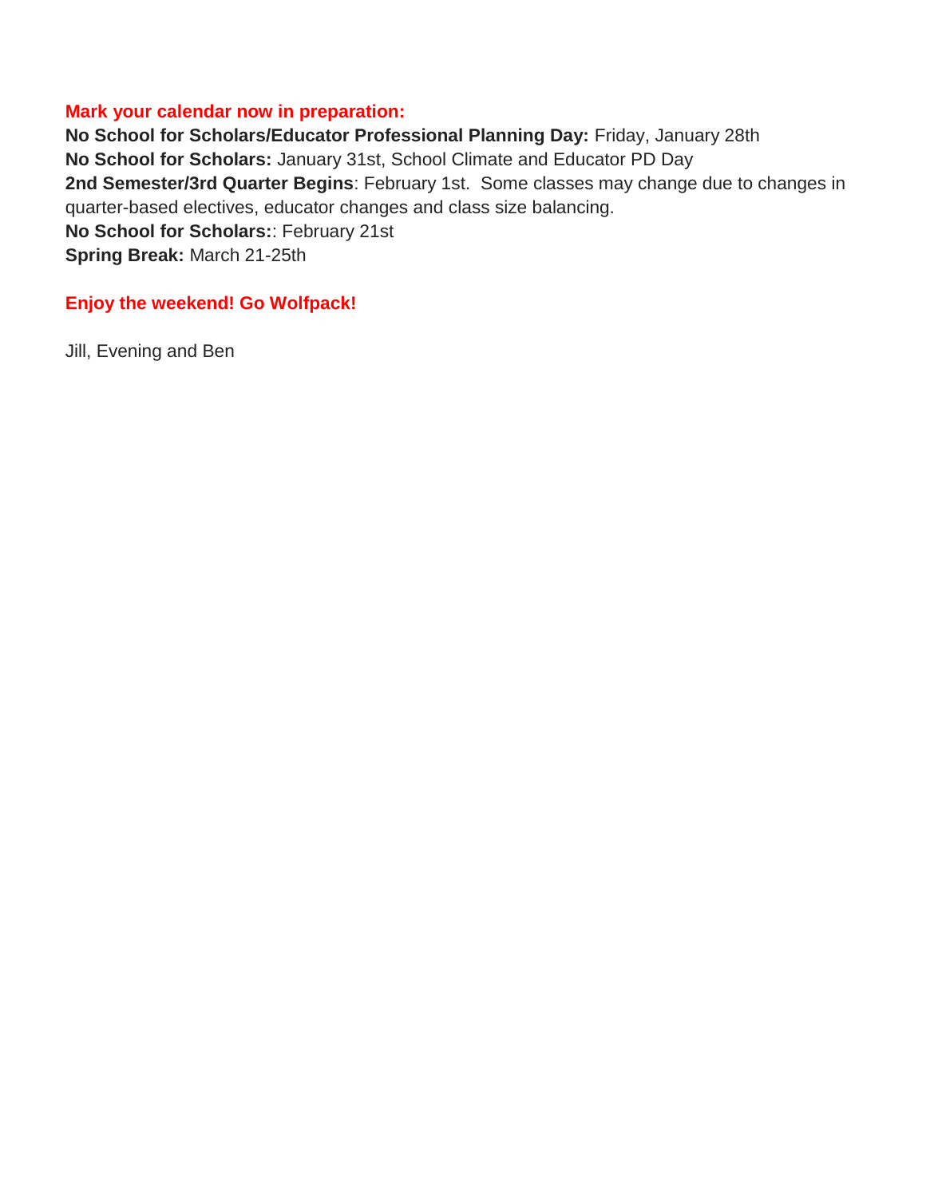**Mark your calendar now in preparation:**

**No School for Scholars/Educator Professional Planning Day:** Friday, January 28th
**No School for Scholars:** January 31st, School Climate and Educator PD Day
**2nd Semester/3rd Quarter Begins**: February 1st. Some classes may change due to changes in quarter-based electives, educator changes and class size balancing.
**No School for Scholars:**: February 21st
**Spring Break:** March 21-25th

**Enjoy the weekend! Go Wolfpack!**

Jill, Evening and Ben